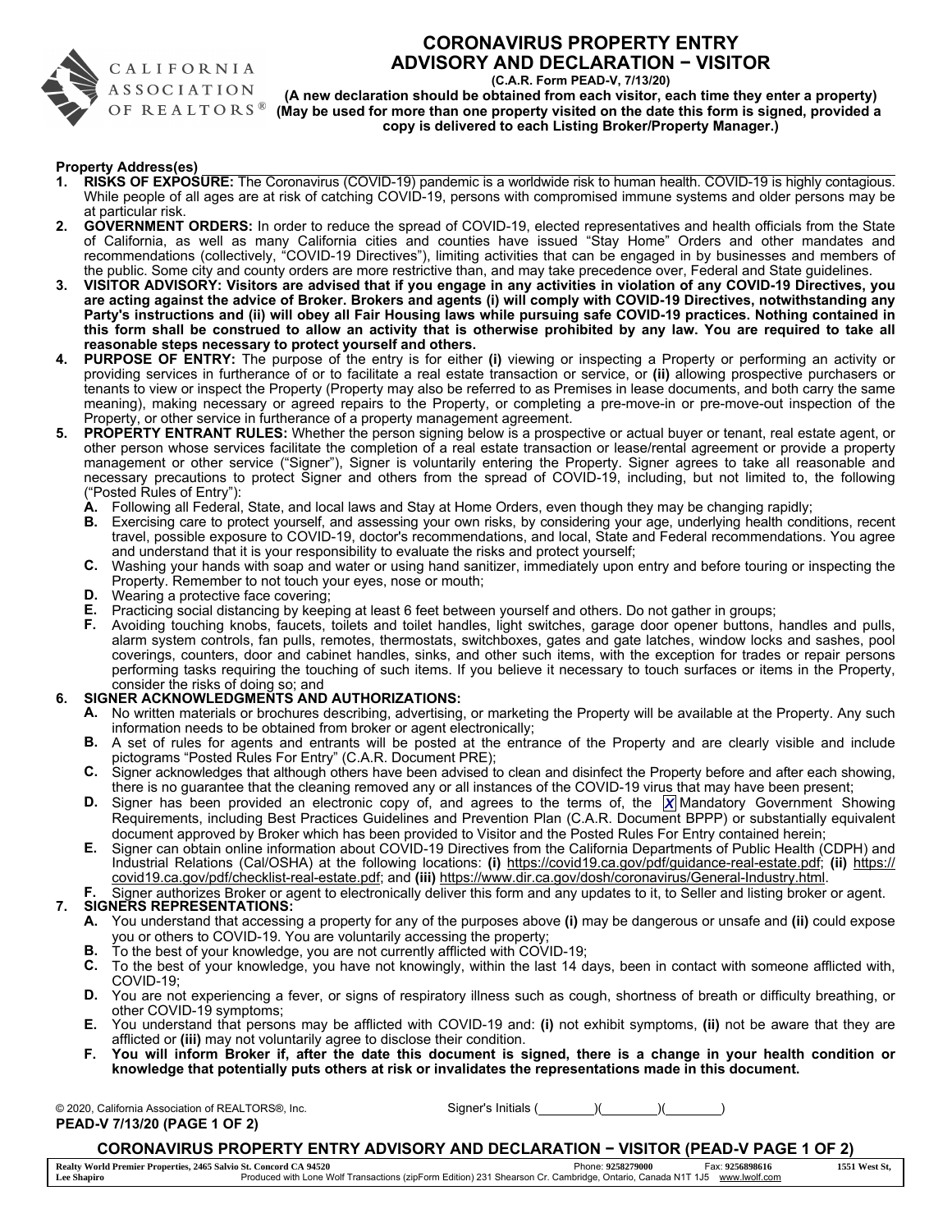# CORONAVIRUS PROPERTY ENTRY ADVISORY AND DECLARATION − VISITOR

**(C.A.R. Form PEAD-V, 7/13/20)**

**(A new declaration should be obtained from each visitor, each time they enter a property)**
**(May be used for more than one property visited on the date this form is signed, provided a copy is delivered to each Listing Broker/Property Manager.)**

**Property Address(es)** ____________________________________________

1. **RISKS OF EXPOSURE:** The Coronavirus (COVID-19) pandemic is a worldwide risk to human health. COVID-19 is highly contagious. While people of all ages are at risk of catching COVID-19, persons with compromised immune systems and older persons may be at particular risk.

2. **GOVERNMENT ORDERS:** In order to reduce the spread of COVID-19, elected representatives and health officials from the State of California, as well as many California cities and counties have issued "Stay Home" Orders and other mandates and recommendations (collectively, "COVID-19 Directives"), limiting activities that can be engaged in by businesses and members of the public. Some city and county orders are more restrictive than, and may take precedence over, Federal and State guidelines.

3. **VISITOR ADVISORY: Visitors are advised that if you engage in any activities in violation of any COVID-19 Directives, you are acting against the advice of Broker. Brokers and agents (i) will comply with COVID-19 Directives, notwithstanding any Party's instructions and (ii) will obey all Fair Housing laws while pursuing safe COVID-19 practices. Nothing contained in this form shall be construed to allow an activity that is otherwise prohibited by any law. You are required to take all reasonable steps necessary to protect yourself and others.**

4. **PURPOSE OF ENTRY:** The purpose of the entry is for either **(i)** viewing or inspecting a Property or performing an activity or providing services in furtherance of or to facilitate a real estate transaction or service, or **(ii)** allowing prospective purchasers or tenants to view or inspect the Property (Property may also be referred to as Premises in lease documents, and both carry the same meaning), making necessary or agreed repairs to the Property, or completing a pre-move-in or pre-move-out inspection of the Property, or other service in furtherance of a property management agreement.

5. **PROPERTY ENTRANT RULES:** Whether the person signing below is a prospective or actual buyer or tenant, real estate agent, or other person whose services facilitate the completion of a real estate transaction or lease/rental agreement or provide a property management or other service ("Signer"), Signer is voluntarily entering the Property. Signer agrees to take all reasonable and necessary precautions to protect Signer and others from the spread of COVID-19, including, but not limited to, the following ("Posted Rules of Entry"):
   - **A.** Following all Federal, State, and local laws and Stay at Home Orders, even though they may be changing rapidly;
   - **B.** Exercising care to protect yourself, and assessing your own risks, by considering your age, underlying health conditions, recent travel, possible exposure to COVID-19, doctor's recommendations, and local, State and Federal recommendations. You agree and understand that it is your responsibility to evaluate the risks and protect yourself;
   - **C.** Washing your hands with soap and water or using hand sanitizer, immediately upon entry and before touring or inspecting the Property. Remember to not touch your eyes, nose or mouth;
   - **D.** Wearing a protective face covering;
   - **E.** Practicing social distancing by keeping at least 6 feet between yourself and others. Do not gather in groups;
   - **F.** Avoiding touching knobs, faucets, toilets and toilet handles, light switches, garage door opener buttons, handles and pulls, alarm system controls, fan pulls, remotes, thermostats, switchboxes, gates and gate latches, window locks and sashes, pool coverings, counters, door and cabinet handles, sinks, and other such items, with the exception for trades or repair persons performing tasks requiring the touching of such items. If you believe it necessary to touch surfaces or items in the Property, consider the risks of doing so; and

6. **SIGNER ACKNOWLEDGMENTS AND AUTHORIZATIONS:**
   - **A.** No written materials or brochures describing, advertising, or marketing the Property will be available at the Property. Any such information needs to be obtained from broker or agent electronically;
   - **B.** A set of rules for agents and entrants will be posted at the entrance of the Property and are clearly visible and include pictograms "Posted Rules For Entry" (C.A.R. Document PRE);
   - **C.** Signer acknowledges that although others have been advised to clean and disinfect the Property before and after each showing, there is no guarantee that the cleaning removed any or all instances of the COVID-19 virus that may have been present;
   - **D.** Signer has been provided an electronic copy of, and agrees to the terms of, the [X] Mandatory Government Showing Requirements, including Best Practices Guidelines and Prevention Plan (C.A.R. Document BPPP) or substantially equivalent document approved by Broker which has been provided to Visitor and the Posted Rules For Entry contained herein;
   - **E.** Signer can obtain online information about COVID-19 Directives from the California Departments of Public Health (CDPH) and Industrial Relations (Cal/OSHA) at the following locations: **(i)** https://covid19.ca.gov/pdf/guidance-real-estate.pdf; **(ii)** https://covid19.ca.gov/pdf/checklist-real-estate.pdf; and **(iii)** https://www.dir.ca.gov/dosh/coronavirus/General-Industry.html.
   - **F.** Signer authorizes Broker or agent to electronically deliver this form and any updates to it, to Seller and listing broker or agent.

7. **SIGNERS REPRESENTATIONS:**
   - **A.** You understand that accessing a property for any of the purposes above **(i)** may be dangerous or unsafe and **(ii)** could expose you or others to COVID-19. You are voluntarily accessing the property;
   - **B.** To the best of your knowledge, you are not currently afflicted with COVID-19;
   - **C.** To the best of your knowledge, you have not knowingly, within the last 14 days, been in contact with someone afflicted with, COVID-19;
   - **D.** You are not experiencing a fever, or signs of respiratory illness such as cough, shortness of breath or difficulty breathing, or other COVID-19 symptoms;
   - **E.** You understand that persons may be afflicted with COVID-19 and: **(i)** not exhibit symptoms, **(ii)** not be aware that they are afflicted or **(iii)** may not voluntarily agree to disclose their condition.
   - **F. You will inform Broker if, after the date this document is signed, there is a change in your health condition or knowledge that potentially puts others at risk or invalidates the representations made in this document.**

© 2020, California Association of REALTORS®, Inc.

Signer's Initials (________)(________)(________)

Realty World Premier Properties, 2465 Salvio St. Concord CA 94520 — Phone: 9258279000 — Fax: 9256898616 — 1551 West St,
Lee Shapiro — Produced with Lone Wolf Transactions (zipForm Edition) 231 Shearson Cr. Cambridge, Ontario, Canada N1T 1J5 www.lwolf.com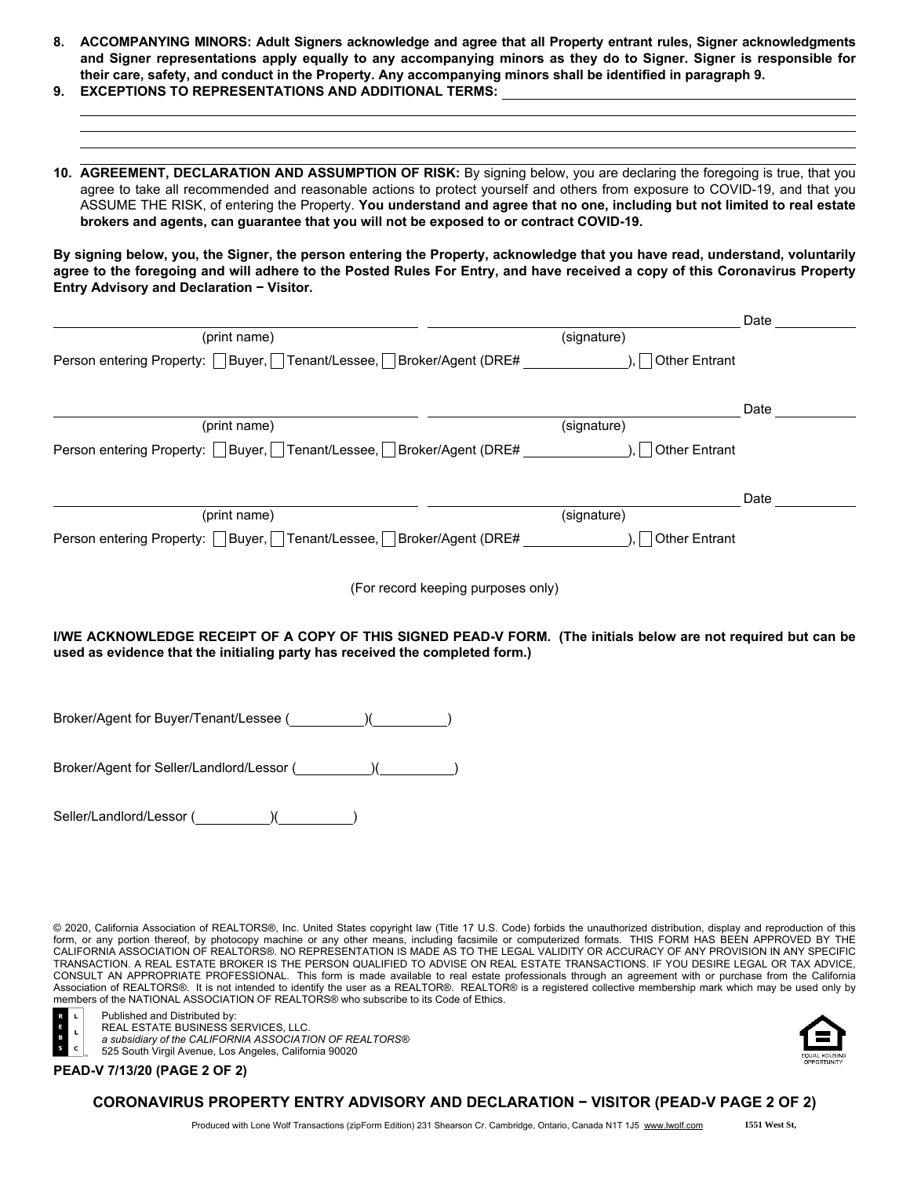8. **ACCOMPANYING MINORS: Adult Signers acknowledge and agree that all Property entrant rules, Signer acknowledgments and Signer representations apply equally to any accompanying minors as they do to Signer. Signer is responsible for their care, safety, and conduct in the Property. Any accompanying minors shall be identified in paragraph 9.**
9. **EXCEPTIONS TO REPRESENTATIONS AND ADDITIONAL TERMS:** ______________________________

______________________________

______________________________

______________________________

10. **AGREEMENT, DECLARATION AND ASSUMPTION OF RISK:** By signing below, you are declaring the foregoing is true, that you agree to take all recommended and reasonable actions to protect yourself and others from exposure to COVID-19, and that you ASSUME THE RISK, of entering the Property. **You understand and agree that no one, including but not limited to real estate brokers and agents, can guarantee that you will not be exposed to or contract COVID-19.**

**By signing below, you, the Signer, the person entering the Property, acknowledge that you have read, understand, voluntarily agree to the foregoing and will adhere to the Posted Rules For Entry, and have received a copy of this Coronavirus Property Entry Advisory and Declaration − Visitor.**

______________________ (print name) ______________________ (signature) Date __________

Person entering Property: ☐ Buyer, ☐ Tenant/Lessee, ☐ Broker/Agent (DRE# ____________), ☐ Other Entrant

______________________ (print name) ______________________ (signature) Date __________

Person entering Property: ☐ Buyer, ☐ Tenant/Lessee, ☐ Broker/Agent (DRE# ____________), ☐ Other Entrant

______________________ (print name) ______________________ (signature) Date __________

Person entering Property: ☐ Buyer, ☐ Tenant/Lessee, ☐ Broker/Agent (DRE# ____________), ☐ Other Entrant

(For record keeping purposes only)

**I/WE ACKNOWLEDGE RECEIPT OF A COPY OF THIS SIGNED PEAD-V FORM. (The initials below are not required but can be used as evidence that the initialing party has received the completed form.)**

Broker/Agent for Buyer/Tenant/Lessee (__________)(__________)

Broker/Agent for Seller/Landlord/Lessor (__________)(__________)

Seller/Landlord/Lessor (__________)(__________)

© 2020, California Association of REALTORS®, Inc. United States copyright law (Title 17 U.S. Code) forbids the unauthorized distribution, display and reproduction of this form, or any portion thereof, by photocopy machine or any other means, including facsimile or computerized formats. THIS FORM HAS BEEN APPROVED BY THE CALIFORNIA ASSOCIATION OF REALTORS®. NO REPRESENTATION IS MADE AS TO THE LEGAL VALIDITY OR ACCURACY OF ANY PROVISION IN ANY SPECIFIC TRANSACTION. A REAL ESTATE BROKER IS THE PERSON QUALIFIED TO ADVISE ON REAL ESTATE TRANSACTIONS. IF YOU DESIRE LEGAL OR TAX ADVICE, CONSULT AN APPROPRIATE PROFESSIONAL. This form is made available to real estate professionals through an agreement with or purchase from the California Association of REALTORS®. It is not intended to identify the user as a REALTOR®. REALTOR® is a registered collective membership mark which may be used only by members of the NATIONAL ASSOCIATION OF REALTORS® who subscribe to its Code of Ethics.

Published and Distributed by:
REAL ESTATE BUSINESS SERVICES, LLC.
*a subsidiary of the CALIFORNIA ASSOCIATION OF REALTORS®*
525 South Virgil Avenue, Los Angeles, California 90020

**PEAD-V 7/13/20 (PAGE 2 OF 2)**

**CORONAVIRUS PROPERTY ENTRY ADVISORY AND DECLARATION − VISITOR (PEAD-V PAGE 2 OF 2)**

Produced with Lone Wolf Transactions (zipForm Edition) 231 Shearson Cr. Cambridge, Ontario, Canada N1T 1J5 www.lwolf.com 1551 West St,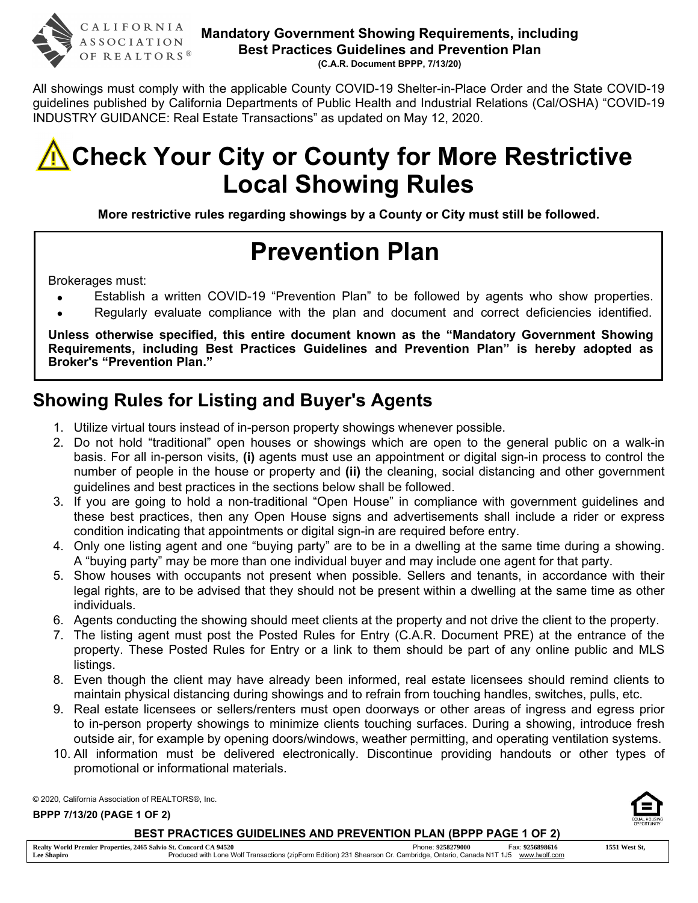# Mandatory Government Showing Requirements, including Best Practices Guidelines and Prevention Plan

**(C.A.R. Document BPPP, 7/13/20)**

All showings must comply with the applicable County COVID-19 Shelter-in-Place Order and the State COVID-19 guidelines published by California Departments of Public Health and Industrial Relations (Cal/OSHA) "COVID-19 INDUSTRY GUIDANCE: Real Estate Transactions" as updated on May 12, 2020.

# ⚠ Check Your City or County for More Restrictive Local Showing Rules

**More restrictive rules regarding showings by a County or City must still be followed.**

# Prevention Plan

Brokerages must:

- Establish a written COVID-19 "Prevention Plan" to be followed by agents who show properties.
- Regularly evaluate compliance with the plan and document and correct deficiencies identified.

**Unless otherwise specified, this entire document known as the "Mandatory Government Showing Requirements, including Best Practices Guidelines and Prevention Plan" is hereby adopted as Broker's "Prevention Plan."**

## Showing Rules for Listing and Buyer's Agents

1. Utilize virtual tours instead of in-person property showings whenever possible.
2. Do not hold "traditional" open houses or showings which are open to the general public on a walk-in basis. For all in-person visits, **(i)** agents must use an appointment or digital sign-in process to control the number of people in the house or property and **(ii)** the cleaning, social distancing and other government guidelines and best practices in the sections below shall be followed.
3. If you are going to hold a non-traditional "Open House" in compliance with government guidelines and these best practices, then any Open House signs and advertisements shall include a rider or express condition indicating that appointments or digital sign-in are required before entry.
4. Only one listing agent and one "buying party" are to be in a dwelling at the same time during a showing. A "buying party" may be more than one individual buyer and may include one agent for that party.
5. Show houses with occupants not present when possible. Sellers and tenants, in accordance with their legal rights, are to be advised that they should not be present within a dwelling at the same time as other individuals.
6. Agents conducting the showing should meet clients at the property and not drive the client to the property.
7. The listing agent must post the Posted Rules for Entry (C.A.R. Document PRE) at the entrance of the property. These Posted Rules for Entry or a link to them should be part of any online public and MLS listings.
8. Even though the client may have already been informed, real estate licensees should remind clients to maintain physical distancing during showings and to refrain from touching handles, switches, pulls, etc.
9. Real estate licensees or sellers/renters must open doorways or other areas of ingress and egress prior to in-person property showings to minimize clients touching surfaces. During a showing, introduce fresh outside air, for example by opening doors/windows, weather permitting, and operating ventilation systems.
10. All information must be delivered electronically. Discontinue providing handouts or other types of promotional or informational materials.

© 2020, California Association of REALTORS®, Inc.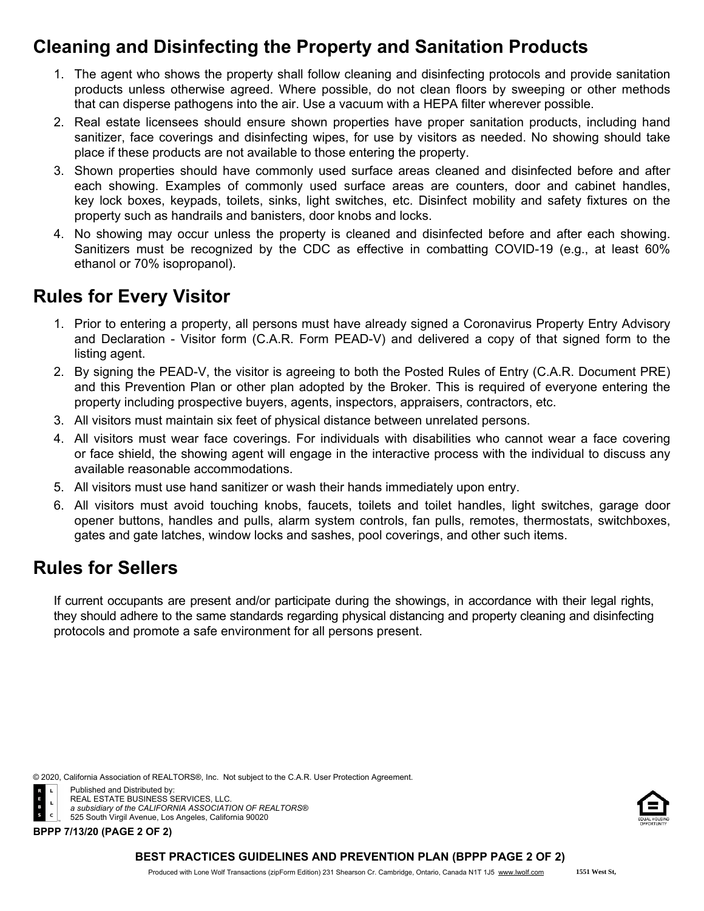## Cleaning and Disinfecting the Property and Sanitation Products

1. The agent who shows the property shall follow cleaning and disinfecting protocols and provide sanitation products unless otherwise agreed. Where possible, do not clean floors by sweeping or other methods that can disperse pathogens into the air. Use a vacuum with a HEPA filter wherever possible.
2. Real estate licensees should ensure shown properties have proper sanitation products, including hand sanitizer, face coverings and disinfecting wipes, for use by visitors as needed. No showing should take place if these products are not available to those entering the property.
3. Shown properties should have commonly used surface areas cleaned and disinfected before and after each showing. Examples of commonly used surface areas are counters, door and cabinet handles, key lock boxes, keypads, toilets, sinks, light switches, etc. Disinfect mobility and safety fixtures on the property such as handrails and banisters, door knobs and locks.
4. No showing may occur unless the property is cleaned and disinfected before and after each showing. Sanitizers must be recognized by the CDC as effective in combatting COVID-19 (e.g., at least 60% ethanol or 70% isopropanol).

## Rules for Every Visitor

1. Prior to entering a property, all persons must have already signed a Coronavirus Property Entry Advisory and Declaration - Visitor form (C.A.R. Form PEAD-V) and delivered a copy of that signed form to the listing agent.
2. By signing the PEAD-V, the visitor is agreeing to both the Posted Rules of Entry (C.A.R. Document PRE) and this Prevention Plan or other plan adopted by the Broker. This is required of everyone entering the property including prospective buyers, agents, inspectors, appraisers, contractors, etc.
3. All visitors must maintain six feet of physical distance between unrelated persons.
4. All visitors must wear face coverings. For individuals with disabilities who cannot wear a face covering or face shield, the showing agent will engage in the interactive process with the individual to discuss any available reasonable accommodations.
5. All visitors must use hand sanitizer or wash their hands immediately upon entry.
6. All visitors must avoid touching knobs, faucets, toilets and toilet handles, light switches, garage door opener buttons, handles and pulls, alarm system controls, fan pulls, remotes, thermostats, switchboxes, gates and gate latches, window locks and sashes, pool coverings, and other such items.

## Rules for Sellers

If current occupants are present and/or participate during the showings, in accordance with their legal rights, they should adhere to the same standards regarding physical distancing and property cleaning and disinfecting protocols and promote a safe environment for all persons present.

© 2020, California Association of REALTORS®, Inc. Not subject to the C.A.R. User Protection Agreement.

Published and Distributed by:
REAL ESTATE BUSINESS SERVICES, LLC.
*a subsidiary of the CALIFORNIA ASSOCIATION OF REALTORS®*
525 South Virgil Avenue, Los Angeles, California 90020

**BPPP 7/13/20 (PAGE 2 OF 2)**

**BEST PRACTICES GUIDELINES AND PREVENTION PLAN (BPPP PAGE 2 OF 2)**

Produced with Lone Wolf Transactions (zipForm Edition) 231 Shearson Cr. Cambridge, Ontario, Canada N1T 1J5 www.lwolf.com 1551 West St,